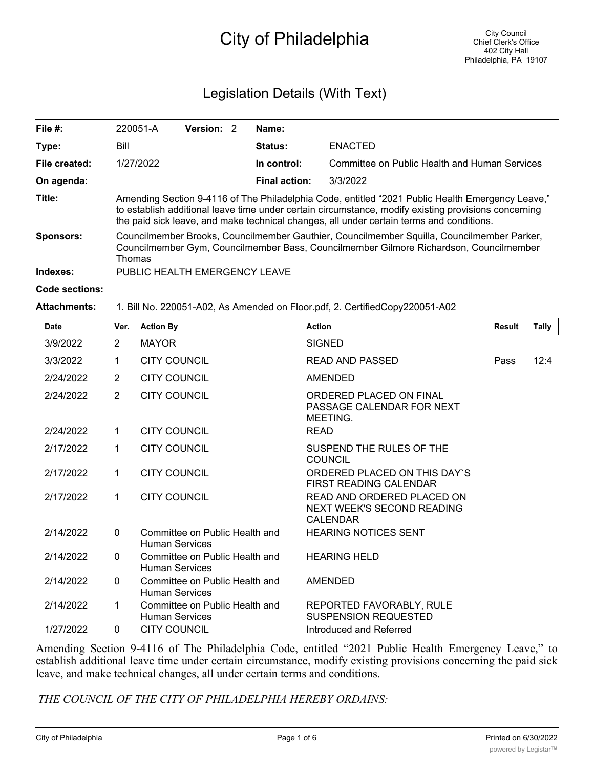# City of Philadelphia

City Council
Chief Clerk's Office
402 City Hall
Philadelphia, PA 19107

## Legislation Details (With Text)

| | | | |
|---|---|---|---|
| **File #:** | 220051-A **Version:** 2 | **Name:** | |
| **Type:** | Bill | **Status:** | ENACTED |
| **File created:** | 1/27/2022 | **In control:** | Committee on Public Health and Human Services |
| **On agenda:** | | **Final action:** | 3/3/2022 |

**Title:** Amending Section 9-4116 of The Philadelphia Code, entitled "2021 Public Health Emergency Leave," to establish additional leave time under certain circumstance, modify existing provisions concerning the paid sick leave, and make technical changes, all under certain terms and conditions.

**Sponsors:** Councilmember Brooks, Councilmember Gauthier, Councilmember Squilla, Councilmember Parker, Councilmember Gym, Councilmember Bass, Councilmember Gilmore Richardson, Councilmember Thomas

**Indexes:** PUBLIC HEALTH EMERGENCY LEAVE

**Code sections:**

**Attachments:** 1. Bill No. 220051-A02, As Amended on Floor.pdf, 2. CertifiedCopy220051-A02

| Date | Ver. | Action By | Action | Result | Tally |
|---|---|---|---|---|---|
| 3/9/2022 | 2 | MAYOR | SIGNED | | |
| 3/3/2022 | 1 | CITY COUNCIL | READ AND PASSED | Pass | 12:4 |
| 2/24/2022 | 2 | CITY COUNCIL | AMENDED | | |
| 2/24/2022 | 2 | CITY COUNCIL | ORDERED PLACED ON FINAL PASSAGE CALENDAR FOR NEXT MEETING. | | |
| 2/24/2022 | 1 | CITY COUNCIL | READ | | |
| 2/17/2022 | 1 | CITY COUNCIL | SUSPEND THE RULES OF THE COUNCIL | | |
| 2/17/2022 | 1 | CITY COUNCIL | ORDERED PLACED ON THIS DAY`S FIRST READING CALENDAR | | |
| 2/17/2022 | 1 | CITY COUNCIL | READ AND ORDERED PLACED ON NEXT WEEK'S SECOND READING CALENDAR | | |
| 2/14/2022 | 0 | Committee on Public Health and Human Services | HEARING NOTICES SENT | | |
| 2/14/2022 | 0 | Committee on Public Health and Human Services | HEARING HELD | | |
| 2/14/2022 | 0 | Committee on Public Health and Human Services | AMENDED | | |
| 2/14/2022 | 1 | Committee on Public Health and Human Services | REPORTED FAVORABLY, RULE SUSPENSION REQUESTED | | |
| 1/27/2022 | 0 | CITY COUNCIL | Introduced and Referred | | |

Amending Section 9-4116 of The Philadelphia Code, entitled "2021 Public Health Emergency Leave," to establish additional leave time under certain circumstance, modify existing provisions concerning the paid sick leave, and make technical changes, all under certain terms and conditions.

*THE COUNCIL OF THE CITY OF PHILADELPHIA HEREBY ORDAINS:*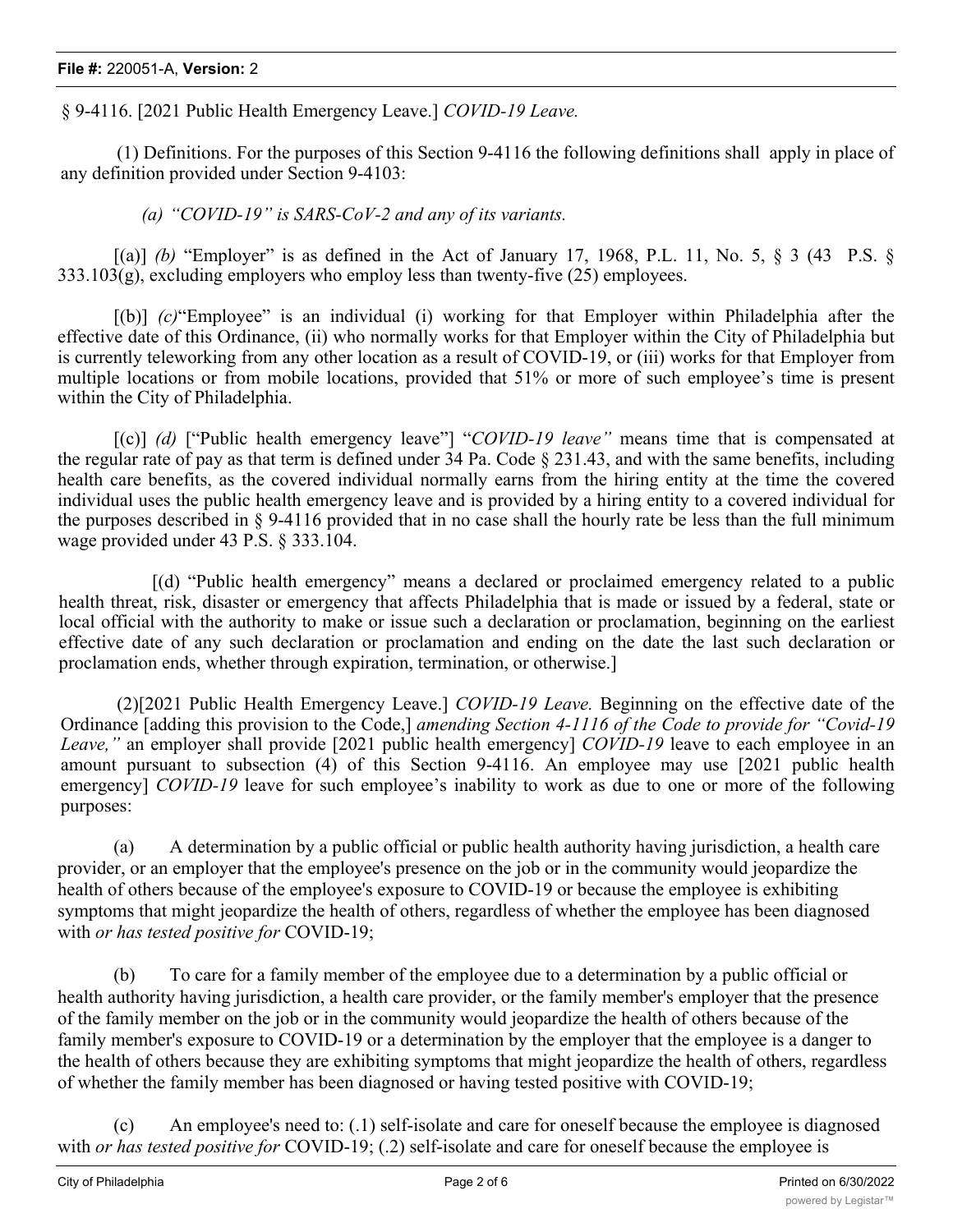§ 9-4116. [2021 Public Health Emergency Leave.] *COVID-19 Leave.*

(1) Definitions. For the purposes of this Section 9-4116 the following definitions shall apply in place of any definition provided under Section 9-4103:

*(a) "COVID-19" is SARS-CoV-2 and any of its variants.*

[(a)] *(b)* "Employer" is as defined in the Act of January 17, 1968, P.L. 11, No. 5, § 3 (43 P.S. § 333.103(g), excluding employers who employ less than twenty-five (25) employees.

[(b)] *(c)*"Employee" is an individual (i) working for that Employer within Philadelphia after the effective date of this Ordinance, (ii) who normally works for that Employer within the City of Philadelphia but is currently teleworking from any other location as a result of COVID-19, or (iii) works for that Employer from multiple locations or from mobile locations, provided that 51% or more of such employee's time is present within the City of Philadelphia.

[(c)] *(d)* ["Public health emergency leave"] "*COVID-19 leave"* means time that is compensated at the regular rate of pay as that term is defined under 34 Pa. Code § 231.43, and with the same benefits, including health care benefits, as the covered individual normally earns from the hiring entity at the time the covered individual uses the public health emergency leave and is provided by a hiring entity to a covered individual for the purposes described in § 9-4116 provided that in no case shall the hourly rate be less than the full minimum wage provided under 43 P.S. § 333.104.

[(d) "Public health emergency" means a declared or proclaimed emergency related to a public health threat, risk, disaster or emergency that affects Philadelphia that is made or issued by a federal, state or local official with the authority to make or issue such a declaration or proclamation, beginning on the earliest effective date of any such declaration or proclamation and ending on the date the last such declaration or proclamation ends, whether through expiration, termination, or otherwise.]

(2)[2021 Public Health Emergency Leave.] *COVID-19 Leave.* Beginning on the effective date of the Ordinance [adding this provision to the Code,] *amending Section 4-1116 of the Code to provide for "Covid-19 Leave,"* an employer shall provide [2021 public health emergency] *COVID-19* leave to each employee in an amount pursuant to subsection (4) of this Section 9-4116. An employee may use [2021 public health emergency] *COVID-19* leave for such employee's inability to work as due to one or more of the following purposes:

(a) A determination by a public official or public health authority having jurisdiction, a health care provider, or an employer that the employee's presence on the job or in the community would jeopardize the health of others because of the employee's exposure to COVID-19 or because the employee is exhibiting symptoms that might jeopardize the health of others, regardless of whether the employee has been diagnosed with *or has tested positive for* COVID-19;

(b) To care for a family member of the employee due to a determination by a public official or health authority having jurisdiction, a health care provider, or the family member's employer that the presence of the family member on the job or in the community would jeopardize the health of others because of the family member's exposure to COVID-19 or a determination by the employer that the employee is a danger to the health of others because they are exhibiting symptoms that might jeopardize the health of others, regardless of whether the family member has been diagnosed or having tested positive with COVID-19;

(c) An employee's need to: (.1) self-isolate and care for oneself because the employee is diagnosed with *or has tested positive for* COVID-19; (.2) self-isolate and care for oneself because the employee is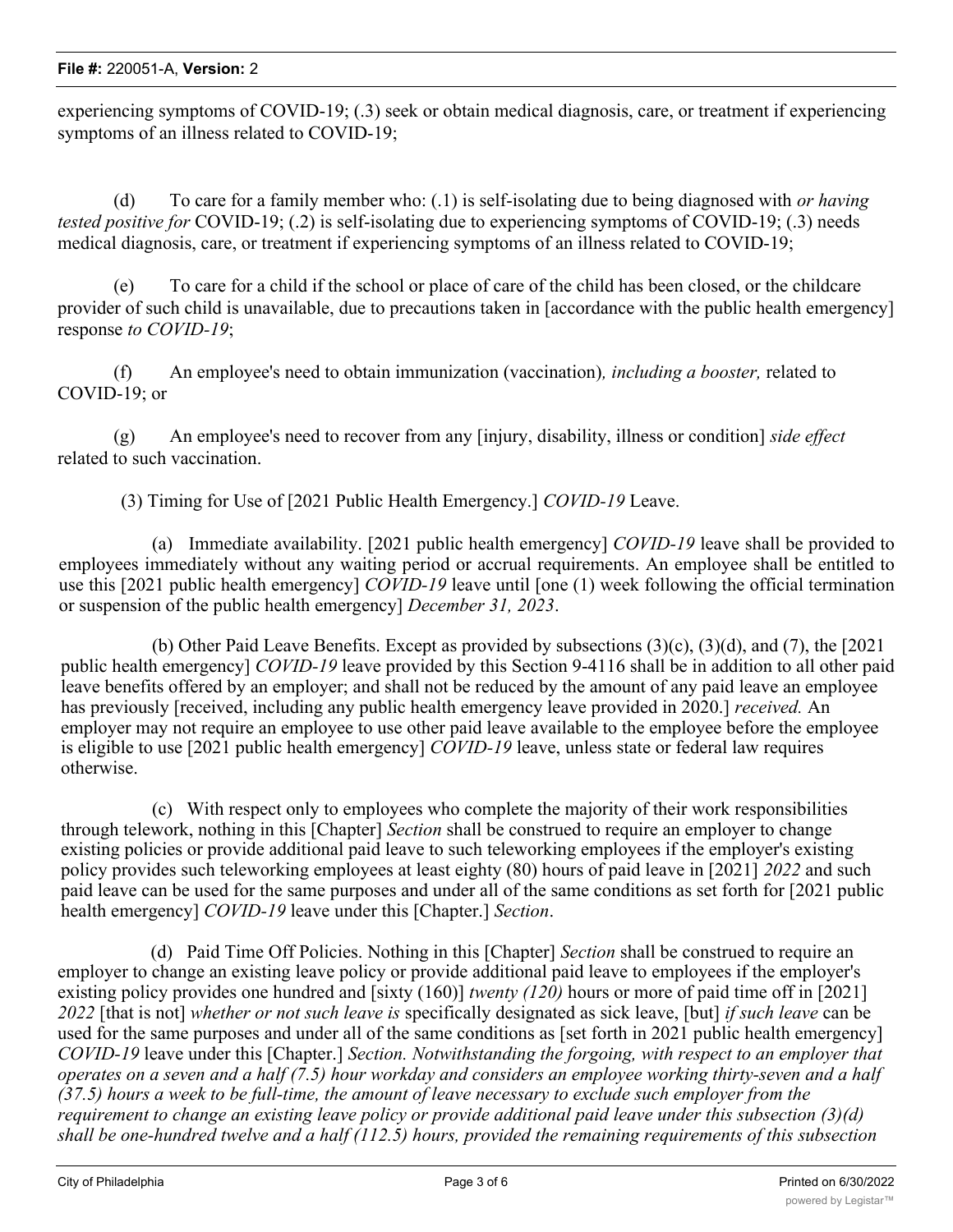experiencing symptoms of COVID-19; (.3) seek or obtain medical diagnosis, care, or treatment if experiencing symptoms of an illness related to COVID-19;

(d) To care for a family member who: (.1) is self-isolating due to being diagnosed with *or having tested positive for* COVID-19; (.2) is self-isolating due to experiencing symptoms of COVID-19; (.3) needs medical diagnosis, care, or treatment if experiencing symptoms of an illness related to COVID-19;

(e) To care for a child if the school or place of care of the child has been closed, or the childcare provider of such child is unavailable, due to precautions taken in [accordance with the public health emergency] response *to COVID-19*;

(f) An employee's need to obtain immunization (vaccination)*, including a booster,* related to COVID-19; or

(g) An employee's need to recover from any [injury, disability, illness or condition] *side effect* related to such vaccination.

(3) Timing for Use of [2021 Public Health Emergency.] *COVID-19* Leave.

(a) Immediate availability. [2021 public health emergency] *COVID-19* leave shall be provided to employees immediately without any waiting period or accrual requirements. An employee shall be entitled to use this [2021 public health emergency] *COVID-19* leave until [one (1) week following the official termination or suspension of the public health emergency] *December 31, 2023*.

(b) Other Paid Leave Benefits. Except as provided by subsections (3)(c), (3)(d), and (7), the [2021 public health emergency] *COVID-19* leave provided by this Section 9-4116 shall be in addition to all other paid leave benefits offered by an employer; and shall not be reduced by the amount of any paid leave an employee has previously [received, including any public health emergency leave provided in 2020.] *received.* An employer may not require an employee to use other paid leave available to the employee before the employee is eligible to use [2021 public health emergency] *COVID-19* leave, unless state or federal law requires otherwise.

(c) With respect only to employees who complete the majority of their work responsibilities through telework, nothing in this [Chapter] *Section* shall be construed to require an employer to change existing policies or provide additional paid leave to such teleworking employees if the employer's existing policy provides such teleworking employees at least eighty (80) hours of paid leave in [2021] *2022* and such paid leave can be used for the same purposes and under all of the same conditions as set forth for [2021 public health emergency] *COVID-19* leave under this [Chapter.] *Section*.

(d) Paid Time Off Policies. Nothing in this [Chapter] *Section* shall be construed to require an employer to change an existing leave policy or provide additional paid leave to employees if the employer's existing policy provides one hundred and [sixty (160)] *twenty (120)* hours or more of paid time off in [2021] *2022* [that is not] *whether or not such leave is* specifically designated as sick leave, [but] *if such leave* can be used for the same purposes and under all of the same conditions as [set forth in 2021 public health emergency] *COVID-19* leave under this [Chapter.] *Section. Notwithstanding the forgoing, with respect to an employer that operates on a seven and a half (7.5) hour workday and considers an employee working thirty-seven and a half (37.5) hours a week to be full-time, the amount of leave necessary to exclude such employer from the requirement to change an existing leave policy or provide additional paid leave under this subsection (3)(d) shall be one-hundred twelve and a half (112.5) hours, provided the remaining requirements of this subsection*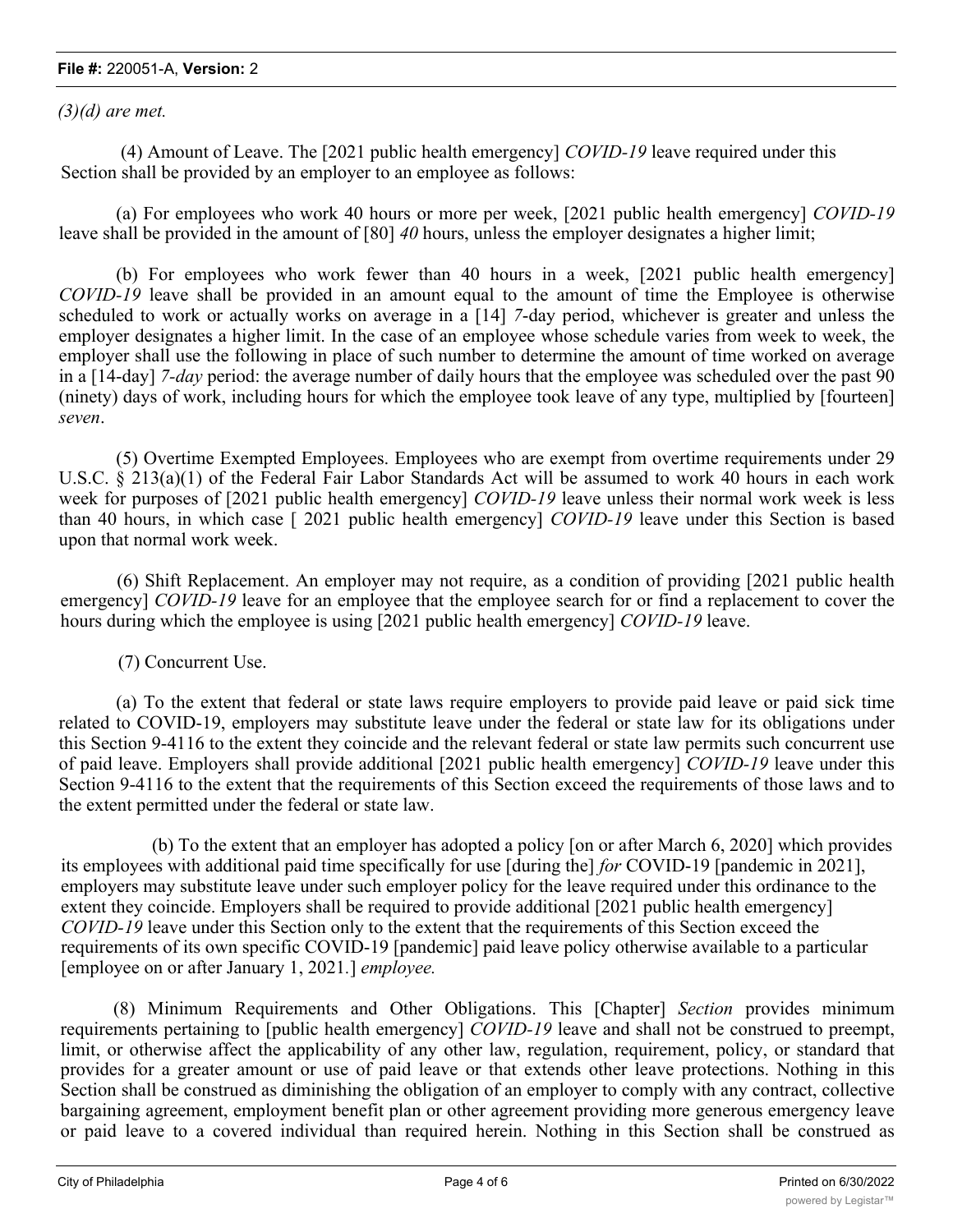*(3)(d) are met.*

(4) Amount of Leave. The [2021 public health emergency] *COVID-19* leave required under this Section shall be provided by an employer to an employee as follows:

(a) For employees who work 40 hours or more per week, [2021 public health emergency] *COVID-19* leave shall be provided in the amount of [80] *40* hours, unless the employer designates a higher limit;

(b) For employees who work fewer than 40 hours in a week, [2021 public health emergency] *COVID-19* leave shall be provided in an amount equal to the amount of time the Employee is otherwise scheduled to work or actually works on average in a [14] *7*-day period, whichever is greater and unless the employer designates a higher limit. In the case of an employee whose schedule varies from week to week, the employer shall use the following in place of such number to determine the amount of time worked on average in a [14-day] *7-day* period: the average number of daily hours that the employee was scheduled over the past 90 (ninety) days of work, including hours for which the employee took leave of any type, multiplied by [fourteen] *seven*.

(5) Overtime Exempted Employees. Employees who are exempt from overtime requirements under 29 U.S.C. § 213(a)(1) of the Federal Fair Labor Standards Act will be assumed to work 40 hours in each work week for purposes of [2021 public health emergency] *COVID-19* leave unless their normal work week is less than 40 hours, in which case [ 2021 public health emergency] *COVID-19* leave under this Section is based upon that normal work week.

(6) Shift Replacement. An employer may not require, as a condition of providing [2021 public health emergency] *COVID-19* leave for an employee that the employee search for or find a replacement to cover the hours during which the employee is using [2021 public health emergency] *COVID-19* leave.

(7) Concurrent Use.

(a) To the extent that federal or state laws require employers to provide paid leave or paid sick time related to COVID-19, employers may substitute leave under the federal or state law for its obligations under this Section 9-4116 to the extent they coincide and the relevant federal or state law permits such concurrent use of paid leave. Employers shall provide additional [2021 public health emergency] *COVID-19* leave under this Section 9-4116 to the extent that the requirements of this Section exceed the requirements of those laws and to the extent permitted under the federal or state law.

(b) To the extent that an employer has adopted a policy [on or after March 6, 2020] which provides its employees with additional paid time specifically for use [during the] *for* COVID-19 [pandemic in 2021], employers may substitute leave under such employer policy for the leave required under this ordinance to the extent they coincide. Employers shall be required to provide additional [2021 public health emergency] *COVID-19* leave under this Section only to the extent that the requirements of this Section exceed the requirements of its own specific COVID-19 [pandemic] paid leave policy otherwise available to a particular [employee on or after January 1, 2021.] *employee.*

(8) Minimum Requirements and Other Obligations. This [Chapter] *Section* provides minimum requirements pertaining to [public health emergency] *COVID-19* leave and shall not be construed to preempt, limit, or otherwise affect the applicability of any other law, regulation, requirement, policy, or standard that provides for a greater amount or use of paid leave or that extends other leave protections. Nothing in this Section shall be construed as diminishing the obligation of an employer to comply with any contract, collective bargaining agreement, employment benefit plan or other agreement providing more generous emergency leave or paid leave to a covered individual than required herein. Nothing in this Section shall be construed as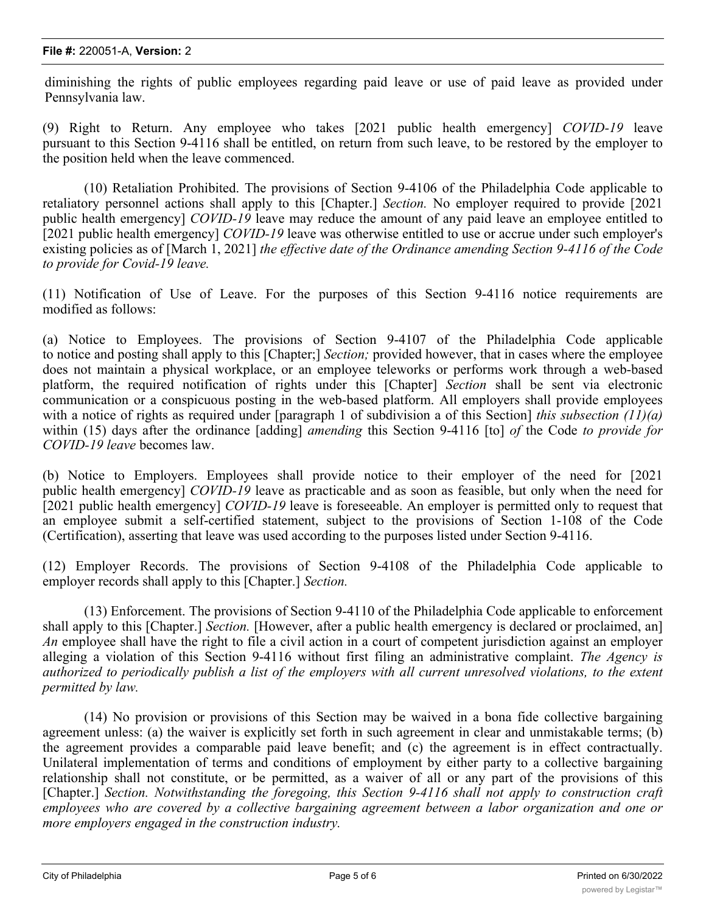diminishing the rights of public employees regarding paid leave or use of paid leave as provided under Pennsylvania law.

(9) Right to Return. Any employee who takes [2021 public health emergency] *COVID-19* leave pursuant to this Section 9-4116 shall be entitled, on return from such leave, to be restored by the employer to the position held when the leave commenced.

(10) Retaliation Prohibited. The provisions of Section 9-4106 of the Philadelphia Code applicable to retaliatory personnel actions shall apply to this [Chapter.] *Section.* No employer required to provide [2021 public health emergency] *COVID-19* leave may reduce the amount of any paid leave an employee entitled to [2021 public health emergency] *COVID-19* leave was otherwise entitled to use or accrue under such employer's existing policies as of [March 1, 2021] *the effective date of the Ordinance amending Section 9-4116 of the Code to provide for Covid-19 leave.*

(11) Notification of Use of Leave. For the purposes of this Section 9-4116 notice requirements are modified as follows:

(a) Notice to Employees. The provisions of Section 9-4107 of the Philadelphia Code applicable to notice and posting shall apply to this [Chapter;] *Section;* provided however, that in cases where the employee does not maintain a physical workplace, or an employee teleworks or performs work through a web-based platform, the required notification of rights under this [Chapter] *Section* shall be sent via electronic communication or a conspicuous posting in the web-based platform. All employers shall provide employees with a notice of rights as required under [paragraph 1 of subdivision a of this Section] *this subsection (11)(a)* within (15) days after the ordinance [adding] *amending* this Section 9-4116 [to] *of* the Code *to provide for COVID-19 leave* becomes law.

(b) Notice to Employers. Employees shall provide notice to their employer of the need for [2021 public health emergency] *COVID-19* leave as practicable and as soon as feasible, but only when the need for [2021 public health emergency] *COVID-19* leave is foreseeable. An employer is permitted only to request that an employee submit a self-certified statement, subject to the provisions of Section 1-108 of the Code (Certification), asserting that leave was used according to the purposes listed under Section 9-4116.

(12) Employer Records. The provisions of Section 9-4108 of the Philadelphia Code applicable to employer records shall apply to this [Chapter.] *Section.*

(13) Enforcement. The provisions of Section 9-4110 of the Philadelphia Code applicable to enforcement shall apply to this [Chapter.] *Section.* [However, after a public health emergency is declared or proclaimed, an] *An* employee shall have the right to file a civil action in a court of competent jurisdiction against an employer alleging a violation of this Section 9-4116 without first filing an administrative complaint. *The Agency is authorized to periodically publish a list of the employers with all current unresolved violations, to the extent permitted by law.*

(14) No provision or provisions of this Section may be waived in a bona fide collective bargaining agreement unless: (a) the waiver is explicitly set forth in such agreement in clear and unmistakable terms; (b) the agreement provides a comparable paid leave benefit; and (c) the agreement is in effect contractually. Unilateral implementation of terms and conditions of employment by either party to a collective bargaining relationship shall not constitute, or be permitted, as a waiver of all or any part of the provisions of this [Chapter.] *Section. Notwithstanding the foregoing, this Section 9-4116 shall not apply to construction craft employees who are covered by a collective bargaining agreement between a labor organization and one or more employers engaged in the construction industry.*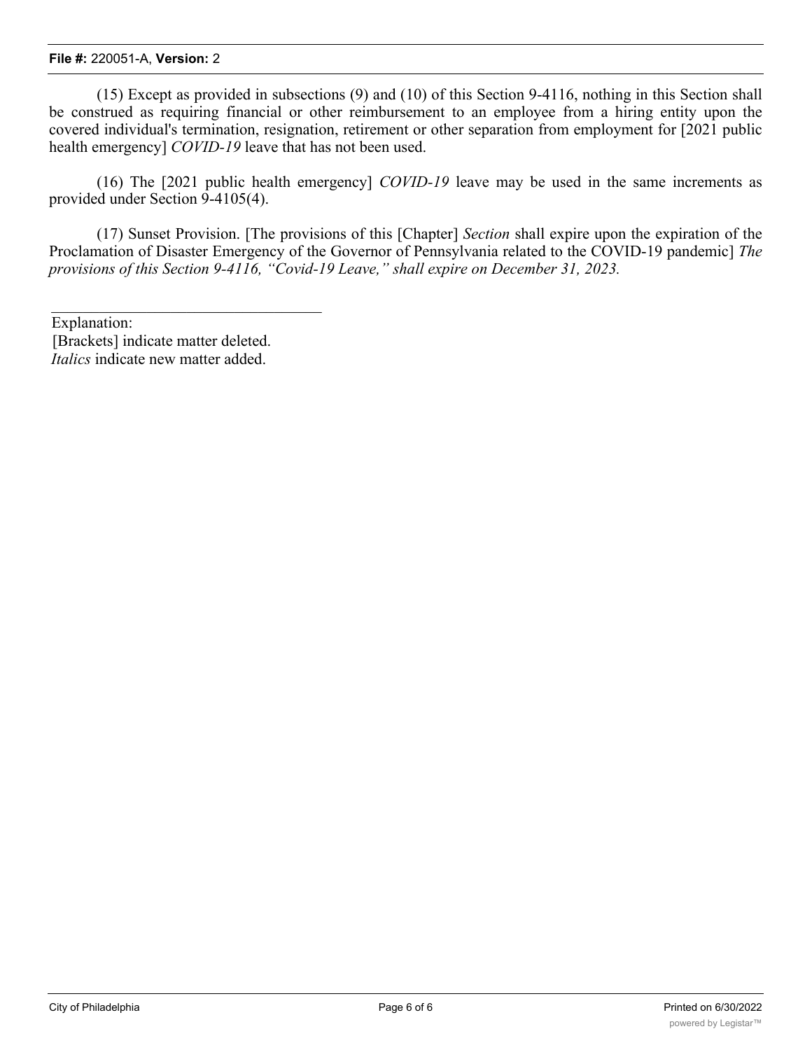(15) Except as provided in subsections (9) and (10) of this Section 9-4116, nothing in this Section shall be construed as requiring financial or other reimbursement to an employee from a hiring entity upon the covered individual's termination, resignation, retirement or other separation from employment for [2021 public health emergency] *COVID-19* leave that has not been used.

(16) The [2021 public health emergency] *COVID-19* leave may be used in the same increments as provided under Section 9-4105(4).

(17) Sunset Provision. [The provisions of this [Chapter] *Section* shall expire upon the expiration of the Proclamation of Disaster Emergency of the Governor of Pennsylvania related to the COVID-19 pandemic] *The provisions of this Section 9-4116, "Covid-19 Leave," shall expire on December 31, 2023.*

---

Explanation:
[Brackets] indicate matter deleted.
*Italics* indicate new matter added.